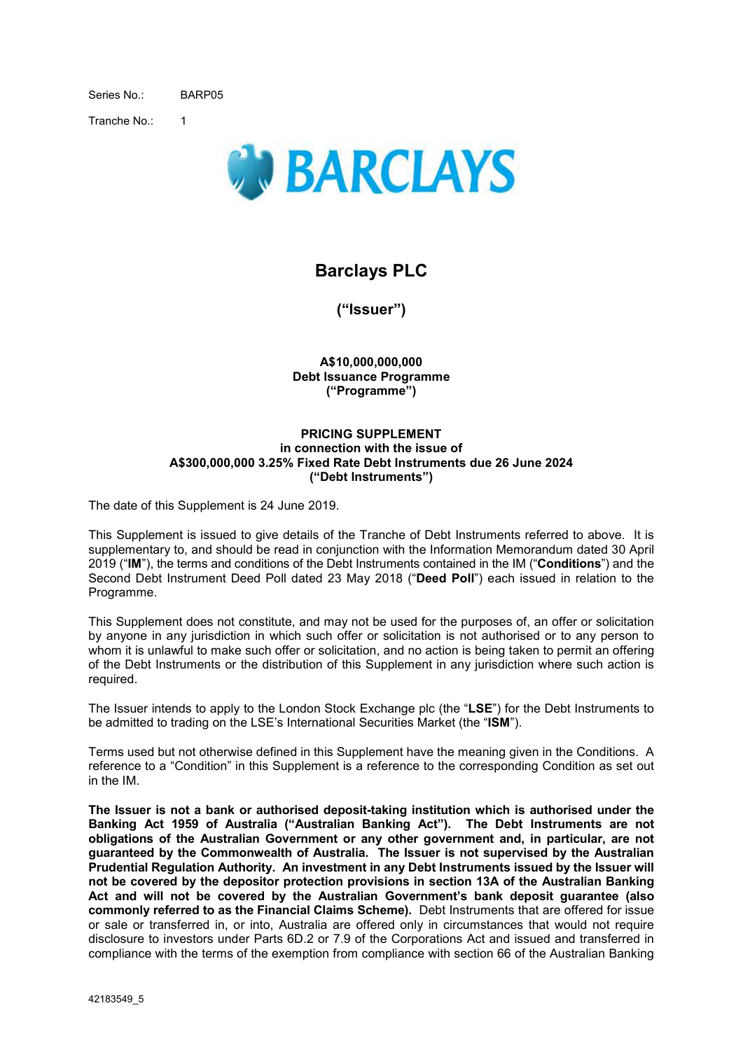Series No.: BARP05

Tranche No.: 1

BARCLAYS

# Barclays PLC

**("Issuer")**

**A$10,000,000,000**
**Debt Issuance Programme**
**("Programme")**

**PRICING SUPPLEMENT**
**in connection with the issue of**
**A$300,000,000 3.25% Fixed Rate Debt Instruments due 26 June 2024**
**("Debt Instruments")**

The date of this Supplement is 24 June 2019.

This Supplement is issued to give details of the Tranche of Debt Instruments referred to above. It is supplementary to, and should be read in conjunction with the Information Memorandum dated 30 April 2019 ("**IM**"), the terms and conditions of the Debt Instruments contained in the IM ("**Conditions**") and the Second Debt Instrument Deed Poll dated 23 May 2018 ("**Deed Poll**") each issued in relation to the Programme.

This Supplement does not constitute, and may not be used for the purposes of, an offer or solicitation by anyone in any jurisdiction in which such offer or solicitation is not authorised or to any person to whom it is unlawful to make such offer or solicitation, and no action is being taken to permit an offering of the Debt Instruments or the distribution of this Supplement in any jurisdiction where such action is required.

The Issuer intends to apply to the London Stock Exchange plc (the "**LSE**") for the Debt Instruments to be admitted to trading on the LSE's International Securities Market (the "**ISM**").

Terms used but not otherwise defined in this Supplement have the meaning given in the Conditions. A reference to a "Condition" in this Supplement is a reference to the corresponding Condition as set out in the IM.

**The Issuer is not a bank or authorised deposit-taking institution which is authorised under the Banking Act 1959 of Australia ("Australian Banking Act"). The Debt Instruments are not obligations of the Australian Government or any other government and, in particular, are not guaranteed by the Commonwealth of Australia. The Issuer is not supervised by the Australian Prudential Regulation Authority. An investment in any Debt Instruments issued by the Issuer will not be covered by the depositor protection provisions in section 13A of the Australian Banking Act and will not be covered by the Australian Government's bank deposit guarantee (also commonly referred to as the Financial Claims Scheme).** Debt Instruments that are offered for issue or sale or transferred in, or into, Australia are offered only in circumstances that would not require disclosure to investors under Parts 6D.2 or 7.9 of the Corporations Act and issued and transferred in compliance with the terms of the exemption from compliance with section 66 of the Australian Banking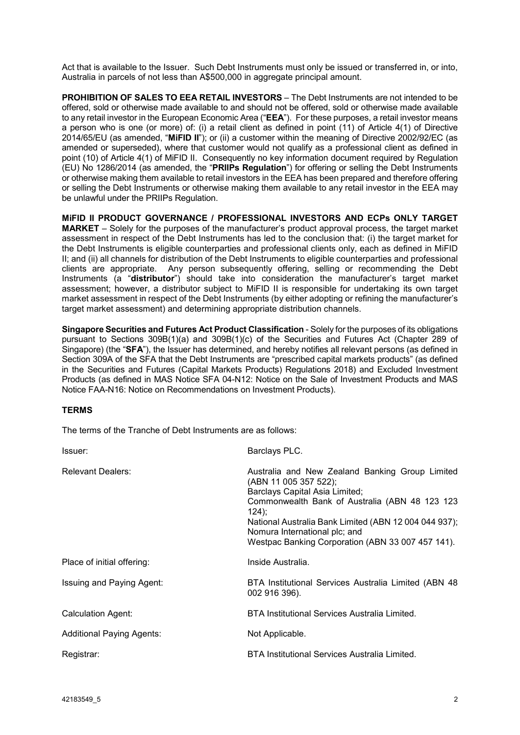Act that is available to the Issuer. Such Debt Instruments must only be issued or transferred in, or into, Australia in parcels of not less than A$500,000 in aggregate principal amount.

**PROHIBITION OF SALES TO EEA RETAIL INVESTORS** – The Debt Instruments are not intended to be offered, sold or otherwise made available to and should not be offered, sold or otherwise made available to any retail investor in the European Economic Area ("**EEA**"). For these purposes, a retail investor means a person who is one (or more) of: (i) a retail client as defined in point (11) of Article 4(1) of Directive 2014/65/EU (as amended, "**MiFID II**"); or (ii) a customer within the meaning of Directive 2002/92/EC (as amended or superseded), where that customer would not qualify as a professional client as defined in point (10) of Article 4(1) of MiFID II. Consequently no key information document required by Regulation (EU) No 1286/2014 (as amended, the "**PRIIPs Regulation**") for offering or selling the Debt Instruments or otherwise making them available to retail investors in the EEA has been prepared and therefore offering or selling the Debt Instruments or otherwise making them available to any retail investor in the EEA may be unlawful under the PRIIPs Regulation.

**MiFID II PRODUCT GOVERNANCE / PROFESSIONAL INVESTORS AND ECPs ONLY TARGET MARKET** – Solely for the purposes of the manufacturer's product approval process, the target market assessment in respect of the Debt Instruments has led to the conclusion that: (i) the target market for the Debt Instruments is eligible counterparties and professional clients only, each as defined in MiFID II; and (ii) all channels for distribution of the Debt Instruments to eligible counterparties and professional clients are appropriate. Any person subsequently offering, selling or recommending the Debt Instruments (a "**distributor**") should take into consideration the manufacturer's target market assessment; however, a distributor subject to MiFID II is responsible for undertaking its own target market assessment in respect of the Debt Instruments (by either adopting or refining the manufacturer's target market assessment) and determining appropriate distribution channels.

**Singapore Securities and Futures Act Product Classification** - Solely for the purposes of its obligations pursuant to Sections 309B(1)(a) and 309B(1)(c) of the Securities and Futures Act (Chapter 289 of Singapore) (the "**SFA**"), the Issuer has determined, and hereby notifies all relevant persons (as defined in Section 309A of the SFA that the Debt Instruments are "prescribed capital markets products" (as defined in the Securities and Futures (Capital Markets Products) Regulations 2018) and Excluded Investment Products (as defined in MAS Notice SFA 04-N12: Notice on the Sale of Investment Products and MAS Notice FAA-N16: Notice on Recommendations on Investment Products).

**TERMS**

The terms of the Tranche of Debt Instruments are as follows:

| | |
|---|---|
| Issuer: | Barclays PLC. |
| Relevant Dealers: | Australia and New Zealand Banking Group Limited (ABN 11 005 357 522);<br>Barclays Capital Asia Limited;<br>Commonwealth Bank of Australia (ABN 48 123 123 124);<br>National Australia Bank Limited (ABN 12 004 044 937);<br>Nomura International plc; and<br>Westpac Banking Corporation (ABN 33 007 457 141). |
| Place of initial offering: | Inside Australia. |
| Issuing and Paying Agent: | BTA Institutional Services Australia Limited (ABN 48 002 916 396). |
| Calculation Agent: | BTA Institutional Services Australia Limited. |
| Additional Paying Agents: | Not Applicable. |
| Registrar: | BTA Institutional Services Australia Limited. |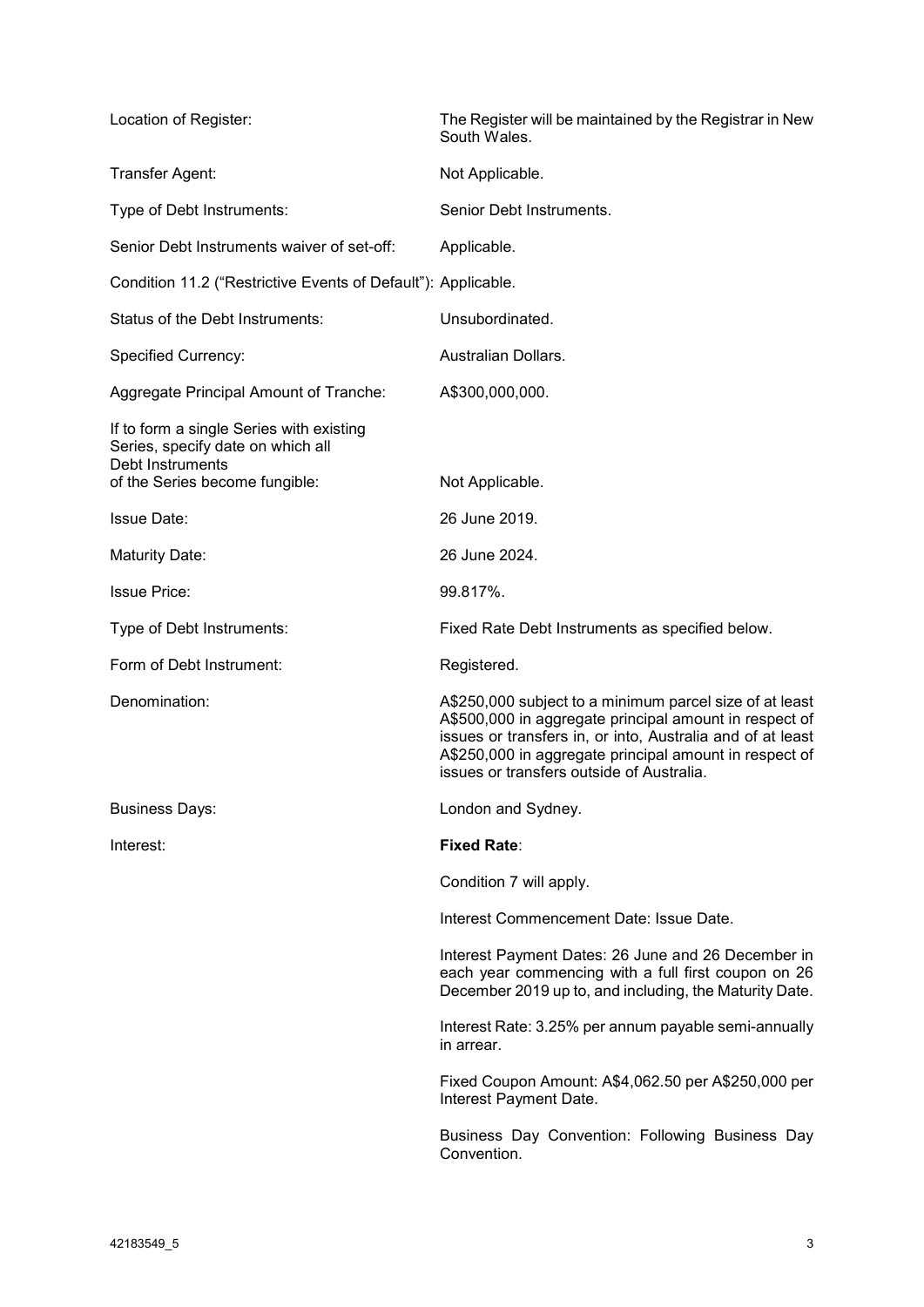| | |
|---|---|
| Location of Register: | The Register will be maintained by the Registrar in New South Wales. |
| Transfer Agent: | Not Applicable. |
| Type of Debt Instruments: | Senior Debt Instruments. |
| Senior Debt Instruments waiver of set-off: | Applicable. |
| Condition 11.2 ("Restrictive Events of Default"): | Applicable. |
| Status of the Debt Instruments: | Unsubordinated. |
| Specified Currency: | Australian Dollars. |
| Aggregate Principal Amount of Tranche: | A$300,000,000. |
| If to form a single Series with existing Series, specify date on which all Debt Instruments of the Series become fungible: | Not Applicable. |
| Issue Date: | 26 June 2019. |
| Maturity Date: | 26 June 2024. |
| Issue Price: | 99.817%. |
| Type of Debt Instruments: | Fixed Rate Debt Instruments as specified below. |
| Form of Debt Instrument: | Registered. |
| Denomination: | A$250,000 subject to a minimum parcel size of at least A$500,000 in aggregate principal amount in respect of issues or transfers in, or into, Australia and of at least A$250,000 in aggregate principal amount in respect of issues or transfers outside of Australia. |
| Business Days: | London and Sydney. |
| Interest: | **Fixed Rate**:<br><br>Condition 7 will apply.<br><br>Interest Commencement Date: Issue Date.<br><br>Interest Payment Dates: 26 June and 26 December in each year commencing with a full first coupon on 26 December 2019 up to, and including, the Maturity Date.<br><br>Interest Rate: 3.25% per annum payable semi-annually in arrear.<br><br>Fixed Coupon Amount: A$4,062.50 per A$250,000 per Interest Payment Date.<br><br>Business Day Convention: Following Business Day Convention. |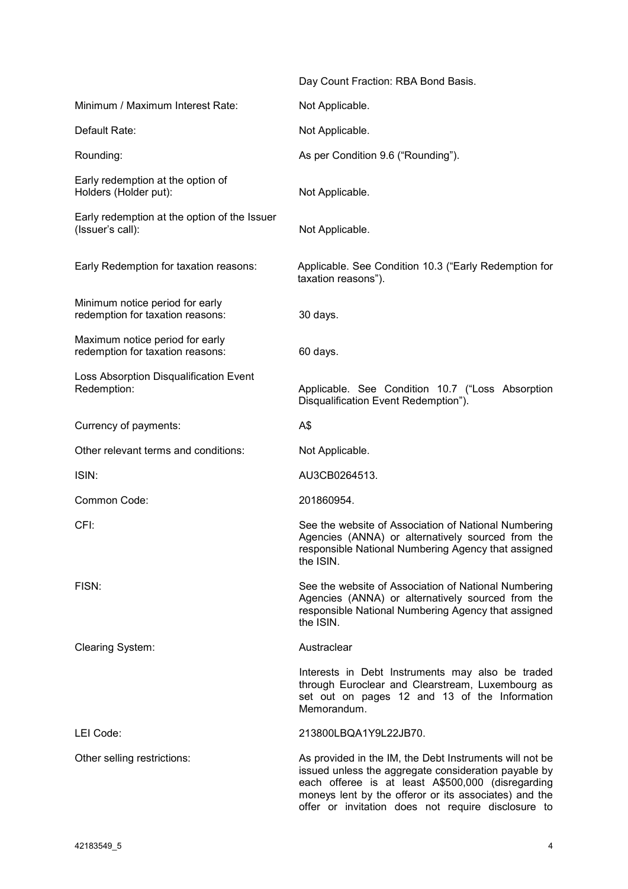| | |
|---|---|
| | Day Count Fraction: RBA Bond Basis. |
| Minimum / Maximum Interest Rate: | Not Applicable. |
| Default Rate: | Not Applicable. |
| Rounding: | As per Condition 9.6 ("Rounding"). |
| Early redemption at the option of Holders (Holder put): | Not Applicable. |
| Early redemption at the option of the Issuer (Issuer's call): | Not Applicable. |
| Early Redemption for taxation reasons: | Applicable. See Condition 10.3 ("Early Redemption for taxation reasons"). |
| Minimum notice period for early redemption for taxation reasons: | 30 days. |
| Maximum notice period for early redemption for taxation reasons: | 60 days. |
| Loss Absorption Disqualification Event Redemption: | Applicable. See Condition 10.7 ("Loss Absorption Disqualification Event Redemption"). |
| Currency of payments: | A$ |
| Other relevant terms and conditions: | Not Applicable. |
| ISIN: | AU3CB0264513. |
| Common Code: | 201860954. |
| CFI: | See the website of Association of National Numbering Agencies (ANNA) or alternatively sourced from the responsible National Numbering Agency that assigned the ISIN. |
| FISN: | See the website of Association of National Numbering Agencies (ANNA) or alternatively sourced from the responsible National Numbering Agency that assigned the ISIN. |
| Clearing System: | Austraclear |
| | Interests in Debt Instruments may also be traded through Euroclear and Clearstream, Luxembourg as set out on pages 12 and 13 of the Information Memorandum. |
| LEI Code: | 213800LBQA1Y9L22JB70. |
| Other selling restrictions: | As provided in the IM, the Debt Instruments will not be issued unless the aggregate consideration payable by each offeree is at least A$500,000 (disregarding moneys lent by the offeror or its associates) and the offer or invitation does not require disclosure to |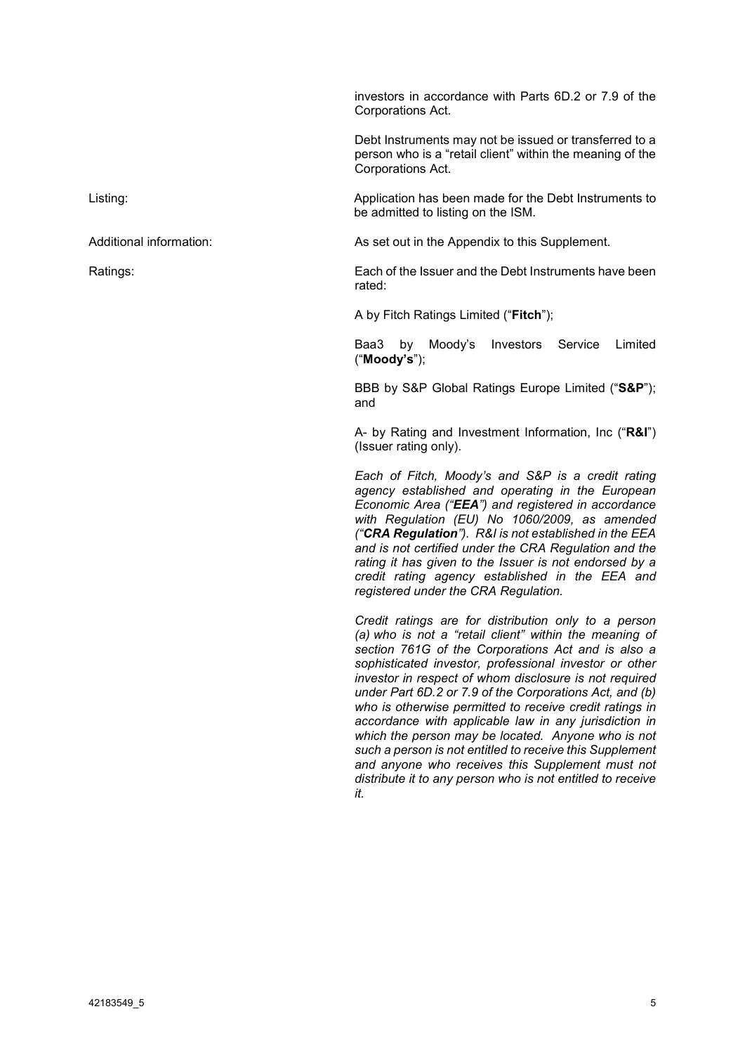| | |
|---|---|
| | investors in accordance with Parts 6D.2 or 7.9 of the Corporations Act. |
| | Debt Instruments may not be issued or transferred to a person who is a "retail client" within the meaning of the Corporations Act. |
| Listing: | Application has been made for the Debt Instruments to be admitted to listing on the ISM. |
| Additional information: | As set out in the Appendix to this Supplement. |
| Ratings: | Each of the Issuer and the Debt Instruments have been rated: |
| | A by Fitch Ratings Limited ("**Fitch**"); |
| | Baa3 by Moody's Investors Service Limited ("**Moody's**"); |
| | BBB by S&P Global Ratings Europe Limited ("**S&P**"); and |
| | A- by Rating and Investment Information, Inc ("**R&I**") (Issuer rating only). |
| | *Each of Fitch, Moody's and S&P is a credit rating agency established and operating in the European Economic Area ("**EEA**") and registered in accordance with Regulation (EU) No 1060/2009, as amended ("**CRA Regulation**"). R&I is not established in the EEA and is not certified under the CRA Regulation and the rating it has given to the Issuer is not endorsed by a credit rating agency established in the EEA and registered under the CRA Regulation.* |
| | *Credit ratings are for distribution only to a person (a) who is not a "retail client" within the meaning of section 761G of the Corporations Act and is also a sophisticated investor, professional investor or other investor in respect of whom disclosure is not required under Part 6D.2 or 7.9 of the Corporations Act, and (b) who is otherwise permitted to receive credit ratings in accordance with applicable law in any jurisdiction in which the person may be located. Anyone who is not such a person is not entitled to receive this Supplement and anyone who receives this Supplement must not distribute it to any person who is not entitled to receive it.* |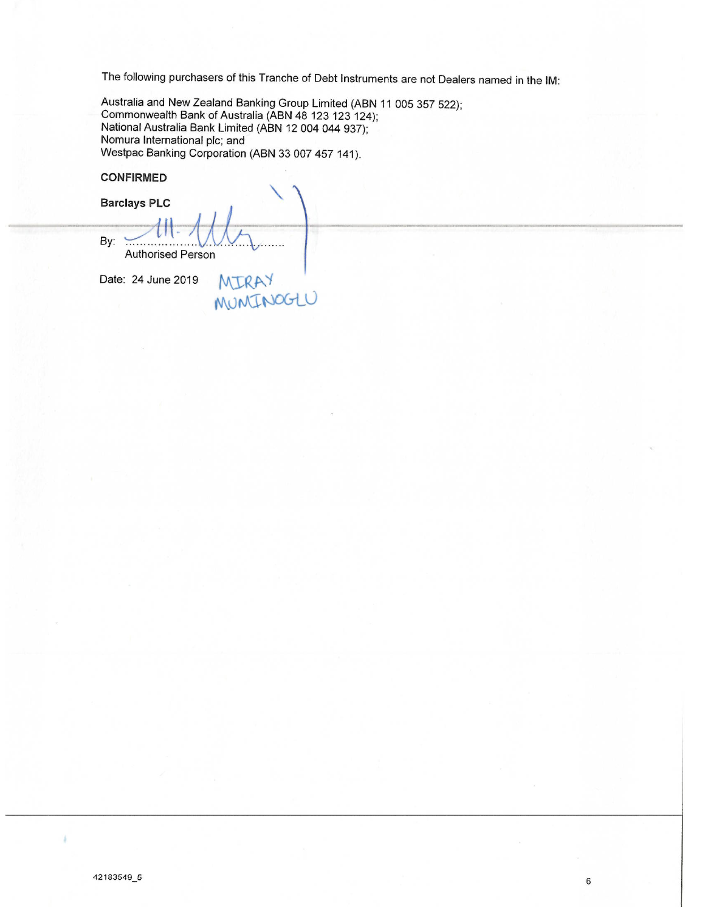The following purchasers of this Tranche of Debt Instruments are not Dealers named in the IM:

Australia and New Zealand Banking Group Limited (ABN 11 005 357 522);
Commonwealth Bank of Australia (ABN 48 123 123 124);
National Australia Bank Limited (ABN 12 004 044 937);
Nomura International plc; and
Westpac Banking Corporation (ABN 33 007 457 141).

**CONFIRMED**

**Barclays PLC**

By: ......................................................
Authorised Person

Date: 24 June 2019

MIRAY MUMINOGLU

42183549_5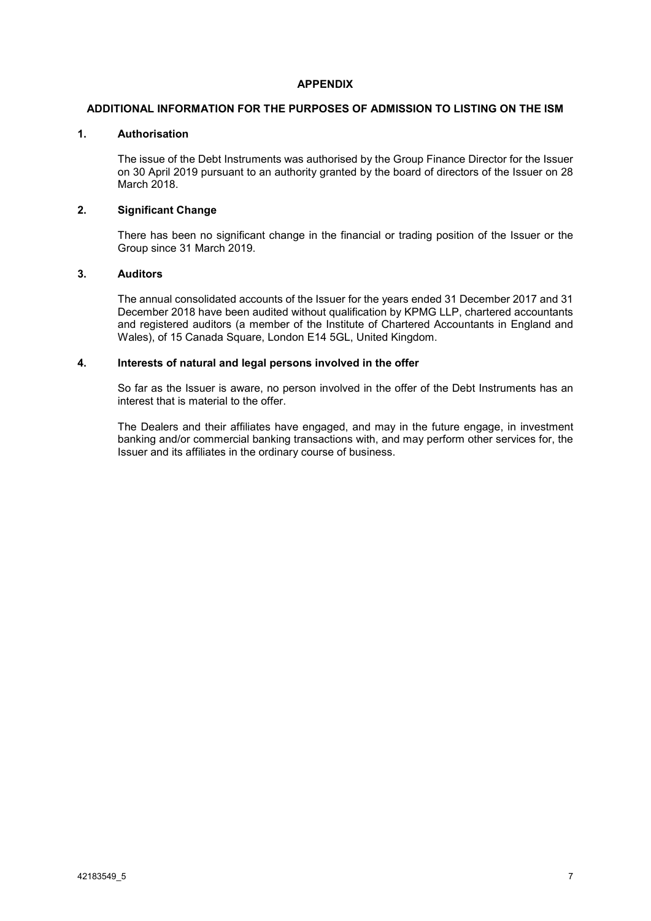# APPENDIX

## ADDITIONAL INFORMATION FOR THE PURPOSES OF ADMISSION TO LISTING ON THE ISM

### 1. Authorisation

The issue of the Debt Instruments was authorised by the Group Finance Director for the Issuer on 30 April 2019 pursuant to an authority granted by the board of directors of the Issuer on 28 March 2018.

### 2. Significant Change

There has been no significant change in the financial or trading position of the Issuer or the Group since 31 March 2019.

### 3. Auditors

The annual consolidated accounts of the Issuer for the years ended 31 December 2017 and 31 December 2018 have been audited without qualification by KPMG LLP, chartered accountants and registered auditors (a member of the Institute of Chartered Accountants in England and Wales), of 15 Canada Square, London E14 5GL, United Kingdom.

### 4. Interests of natural and legal persons involved in the offer

So far as the Issuer is aware, no person involved in the offer of the Debt Instruments has an interest that is material to the offer.

The Dealers and their affiliates have engaged, and may in the future engage, in investment banking and/or commercial banking transactions with, and may perform other services for, the Issuer and its affiliates in the ordinary course of business.

42183549_5